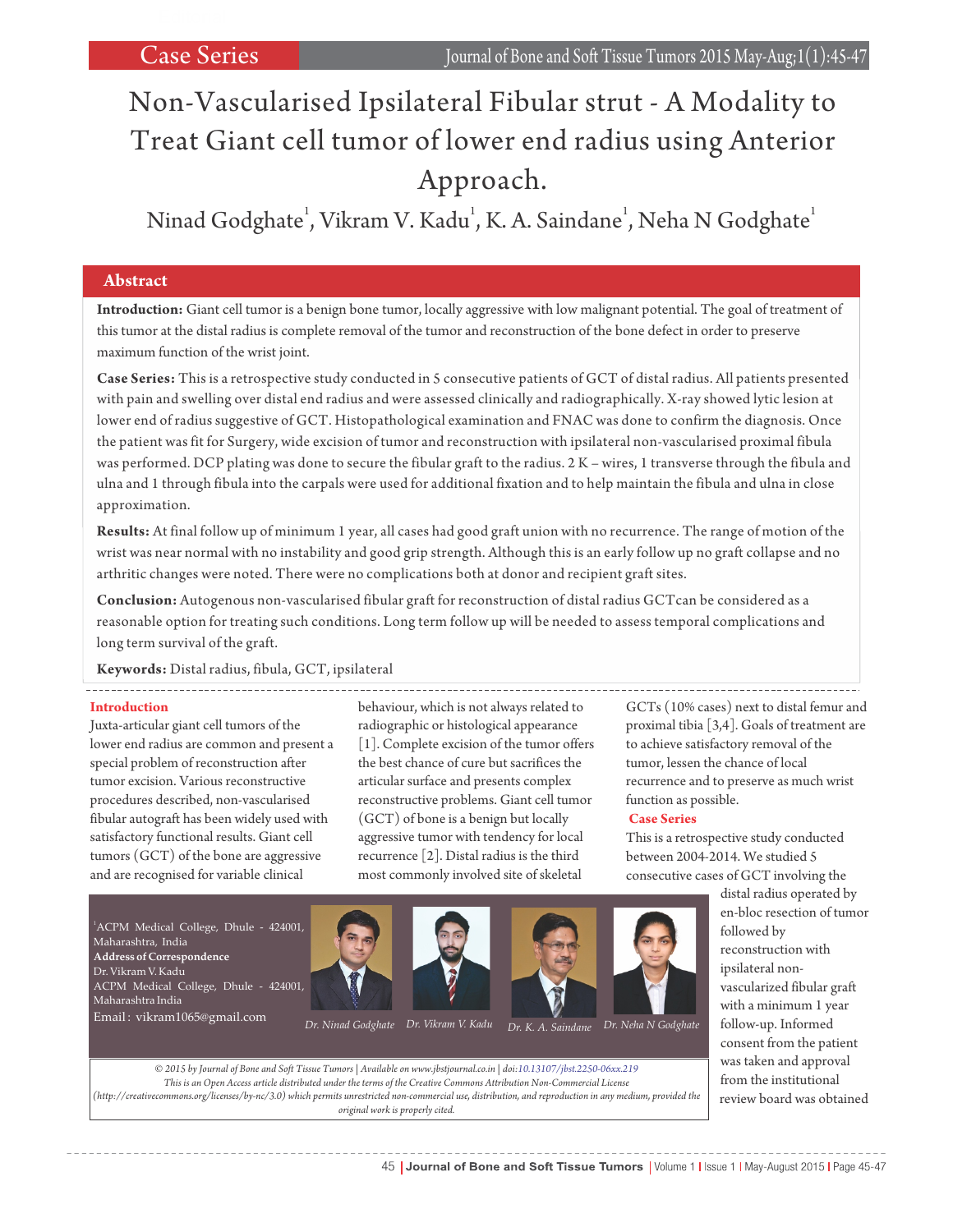Case Series

# Non-Vascularised Ipsilateral Fibular strut - A Modality to Treat Giant cell tumor of lower end radius using Anterior Approach.

Ninad Godghate[1], Vikram V. Kadu[1], K. A. Saindane[1], Neha N Godghate[1]

## Abstract

**Introduction:** Giant cell tumor is a benign bone tumor, locally aggressive with low malignant potential. The goal of treatment of this tumor at the distal radius is complete removal of the tumor and reconstruction of the bone defect in order to preserve maximum function of the wrist joint.

**Case Series:** This is a retrospective study conducted in 5 consecutive patients of GCT of distal radius. All patients presented with pain and swelling over distal end radius and were assessed clinically and radiographically. X-ray showed lytic lesion at lower end of radius suggestive of GCT. Histopathological examination and FNAC was done to confirm the diagnosis. Once the patient was fit for Surgery, wide excision of tumor and reconstruction with ipsilateral non-vascularised proximal fibula was performed. DCP plating was done to secure the fibular graft to the radius. 2 K – wires, 1 transverse through the fibula and ulna and 1 through fibula into the carpals were used for additional fixation and to help maintain the fibula and ulna in close approximation.

**Results:** At final follow up of minimum 1 year, all cases had good graft union with no recurrence. The range of motion of the wrist was near normal with no instability and good grip strength. Although this is an early follow up no graft collapse and no arthritic changes were noted. There were no complications both at donor and recipient graft sites.

**Conclusion:** Autogenous non-vascularised fibular graft for reconstruction of distal radius GCTcan be considered as a reasonable option for treating such conditions. Long term follow up will be needed to assess temporal complications and long term survival of the graft.

**Keywords:** Distal radius, fibula, GCT, ipsilateral

## Introduction

Juxta-articular giant cell tumors of the lower end radius are common and present a special problem of reconstruction after tumor excision. Various reconstructive procedures described, non-vascularised fibular autograft has been widely used with satisfactory functional results. Giant cell tumors (GCT) of the bone are aggressive and are recognised for variable clinical behaviour, which is not always related to radiographic or histological appearance [1]. Complete excision of the tumor offers the best chance of cure but sacrifices the articular surface and presents complex reconstructive problems. Giant cell tumor (GCT) of bone is a benign but locally aggressive tumor with tendency for local recurrence [2]. Distal radius is the third most commonly involved site of skeletal GCTs (10% cases) next to distal femur and proximal tibia [3,4]. Goals of treatment are to achieve satisfactory removal of the tumor, lessen the chance of local recurrence and to preserve as much wrist function as possible.

## Case Series

This is a retrospective study conducted between 2004-2014. We studied 5 consecutive cases of GCT involving the distal radius operated by en-bloc resection of tumor followed by reconstruction with ipsilateral non-vascularized fibular graft with a minimum 1 year follow-up. Informed consent from the patient was taken and approval from the institutional review board was obtained

[1]ACPM Medical College, Dhule - 424001, Maharashtra, India

**Address of Correspondence**
Dr. Vikram V. Kadu
ACPM Medical College, Dhule - 424001, Maharashtra India
Email: vikram1065@gmail.com

*Dr. Ninad Godghate* *Dr. Vikram V. Kadu* *Dr. K. A. Saindane* *Dr. Neha N Godghate*

*© 2015 by Journal of Bone and Soft Tissue Tumors | Available on www.jbstjournal.co.in | doi:10.13107/jbst.2250-06xx.219*
*This is an Open Access article distributed under the terms of the Creative Commons Attribution Non-Commercial License (http://creativecommons.org/licenses/by-nc/3.0) which permits unrestricted non-commercial use, distribution, and reproduction in any medium, provided the original work is properly cited.*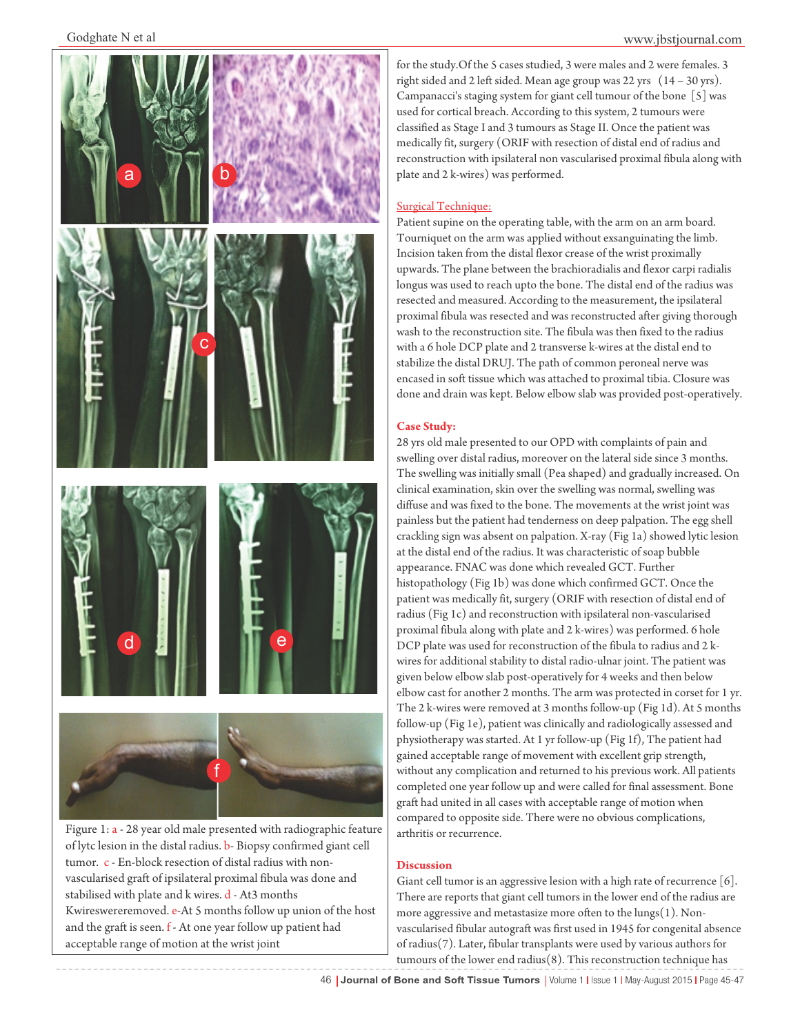Figure 1: a - 28 year old male presented with radiographic feature of lytc lesion in the distal radius. b- Biopsy confirmed giant cell tumor. c - En-block resection of distal radius with non-vascularised graft of ipsilateral proximal fibula was done and stabilised with plate and k wires. d - At3 months Kwireswereremoved. e-At 5 months follow up union of the host and the graft is seen. f - At one year follow up patient had acceptable range of motion at the wrist joint

for the study.Of the 5 cases studied, 3 were males and 2 were females. 3 right sided and 2 left sided. Mean age group was 22 yrs (14 – 30 yrs). Campanacci's staging system for giant cell tumour of the bone [5] was used for cortical breach. According to this system, 2 tumours were classified as Stage I and 3 tumours as Stage II. Once the patient was medically fit, surgery (ORIF with resection of distal end of radius and reconstruction with ipsilateral non vascularised proximal fibula along with plate and 2 k-wires) was performed.

## Surgical Technique:

Patient supine on the operating table, with the arm on an arm board. Tourniquet on the arm was applied without exsanguinating the limb. Incision taken from the distal flexor crease of the wrist proximally upwards. The plane between the brachioradialis and flexor carpi radialis longus was used to reach upto the bone. The distal end of the radius was resected and measured. According to the measurement, the ipsilateral proximal fibula was resected and was reconstructed after giving thorough wash to the reconstruction site. The fibula was then fixed to the radius with a 6 hole DCP plate and 2 transverse k-wires at the distal end to stabilize the distal DRUJ. The path of common peroneal nerve was encased in soft tissue which was attached to proximal tibia. Closure was done and drain was kept. Below elbow slab was provided post-operatively.

## Case Study:

28 yrs old male presented to our OPD with complaints of pain and swelling over distal radius, moreover on the lateral side since 3 months. The swelling was initially small (Pea shaped) and gradually increased. On clinical examination, skin over the swelling was normal, swelling was diffuse and was fixed to the bone. The movements at the wrist joint was painless but the patient had tenderness on deep palpation. The egg shell crackling sign was absent on palpation. X-ray (Fig 1a) showed lytic lesion at the distal end of the radius. It was characteristic of soap bubble appearance. FNAC was done which revealed GCT. Further histopathology (Fig 1b) was done which confirmed GCT. Once the patient was medically fit, surgery (ORIF with resection of distal end of radius (Fig 1c) and reconstruction with ipsilateral non-vascularised proximal fibula along with plate and 2 k-wires) was performed. 6 hole DCP plate was used for reconstruction of the fibula to radius and 2 k-wires for additional stability to distal radio-ulnar joint. The patient was given below elbow slab post-operatively for 4 weeks and then below elbow cast for another 2 months. The arm was protected in corset for 1 yr. The 2 k-wires were removed at 3 months follow-up (Fig 1d). At 5 months follow-up (Fig 1e), patient was clinically and radiologically assessed and physiotherapy was started. At 1 yr follow-up (Fig 1f), The patient had gained acceptable range of movement with excellent grip strength, without any complication and returned to his previous work. All patients completed one year follow up and were called for final assessment. Bone graft had united in all cases with acceptable range of motion when compared to opposite side. There were no obvious complications, arthritis or recurrence.

## Discussion

Giant cell tumor is an aggressive lesion with a high rate of recurrence [6]. There are reports that giant cell tumors in the lower end of the radius are more aggressive and metastasize more often to the lungs(1). Non-vascularised fibular autograft was first used in 1945 for congenital absence of radius(7). Later, fibular transplants were used by various authors for tumours of the lower end radius(8). This reconstruction technique has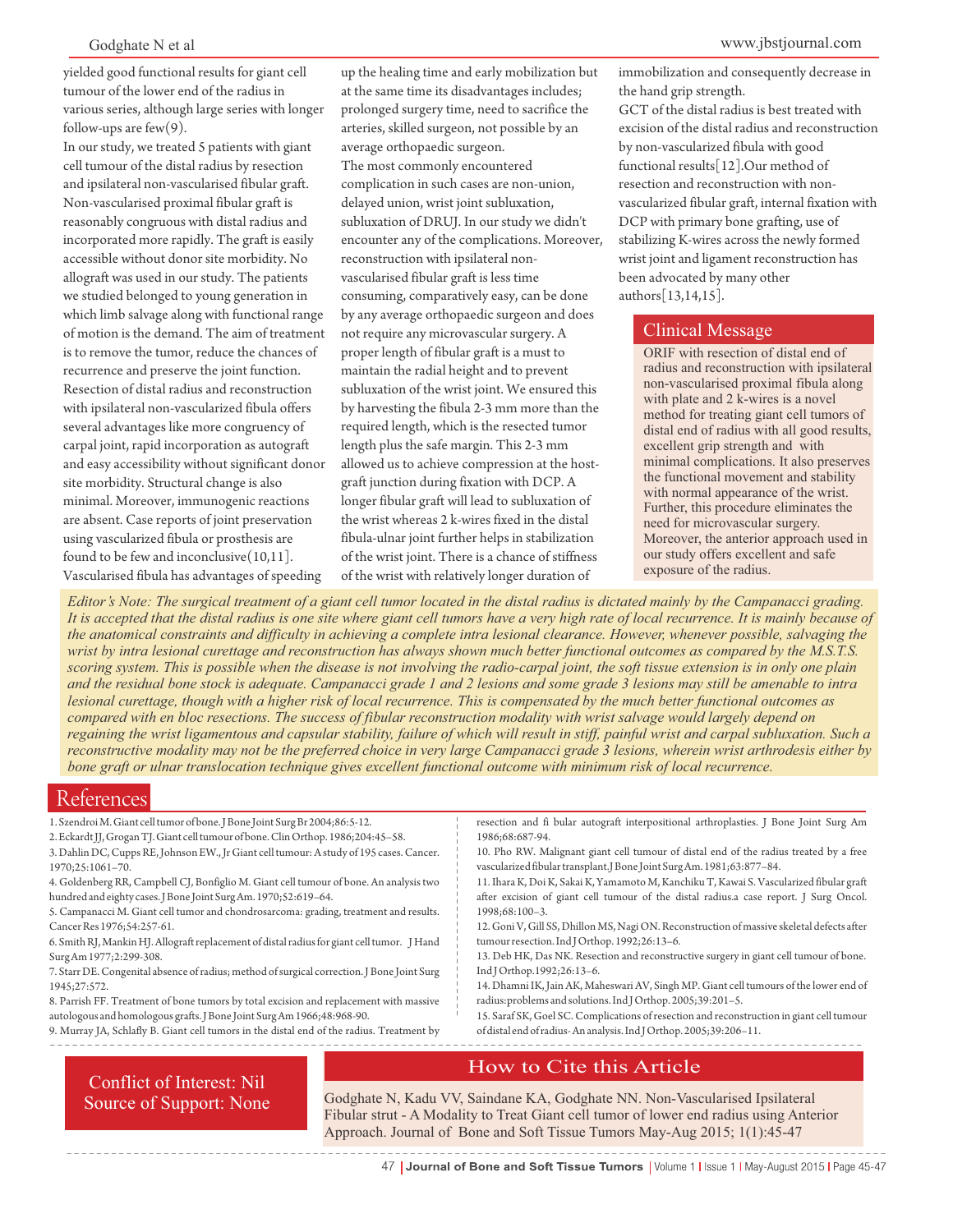yielded good functional results for giant cell tumour of the lower end of the radius in various series, although large series with longer follow-ups are few(9).

In our study, we treated 5 patients with giant cell tumour of the distal radius by resection and ipsilateral non-vascularised fibular graft. Non-vascularised proximal fibular graft is reasonably congruous with distal radius and incorporated more rapidly. The graft is easily accessible without donor site morbidity. No allograft was used in our study. The patients we studied belonged to young generation in which limb salvage along with functional range of motion is the demand. The aim of treatment is to remove the tumor, reduce the chances of recurrence and preserve the joint function. Resection of distal radius and reconstruction with ipsilateral non-vascularized fibula offers several advantages like more congruency of carpal joint, rapid incorporation as autograft and easy accessibility without significant donor site morbidity. Structural change is also minimal. Moreover, immunogenic reactions are absent. Case reports of joint preservation using vascularized fibula or prosthesis are found to be few and inconclusive(10,11]. Vascularised fibula has advantages of speeding up the healing time and early mobilization but at the same time its disadvantages includes; prolonged surgery time, need to sacrifice the arteries, skilled surgeon, not possible by an average orthopaedic surgeon.

The most commonly encountered complication in such cases are non-union, delayed union, wrist joint subluxation, subluxation of DRUJ. In our study we didn't encounter any of the complications. Moreover, reconstruction with ipsilateral non-vascularised fibular graft is less time consuming, comparatively easy, can be done by any average orthopaedic surgeon and does not require any microvascular surgery. A proper length of fibular graft is a must to maintain the radial height and to prevent subluxation of the wrist joint. We ensured this by harvesting the fibula 2-3 mm more than the required length, which is the resected tumor length plus the safe margin. This 2-3 mm allowed us to achieve compression at the host-graft junction during fixation with DCP. A longer fibular graft will lead to subluxation of the wrist whereas 2 k-wires fixed in the distal fibula-ulnar joint further helps in stabilization of the wrist joint. There is a chance of stiffness of the wrist with relatively longer duration of immobilization and consequently decrease in the hand grip strength.

GCT of the distal radius is best treated with excision of the distal radius and reconstruction by non-vascularized fibula with good functional results[12].Our method of resection and reconstruction with non-vascularized fibular graft, internal fixation with DCP with primary bone grafting, use of stabilizing K-wires across the newly formed wrist joint and ligament reconstruction has been advocated by many other authors[13,14,15].

## Clinical Message

ORIF with resection of distal end of radius and reconstruction with ipsilateral non-vascularised proximal fibula along with plate and 2 k-wires is a novel method for treating giant cell tumors of distal end of radius with all good results, excellent grip strength and with minimal complications. It also preserves the functional movement and stability with normal appearance of the wrist. Further, this procedure eliminates the need for microvascular surgery. Moreover, the anterior approach used in our study offers excellent and safe exposure of the radius.

*Editor's Note: The surgical treatment of a giant cell tumor located in the distal radius is dictated mainly by the Campanacci grading. It is accepted that the distal radius is one site where giant cell tumors have a very high rate of local recurrence. It is mainly because of the anatomical constraints and difficulty in achieving a complete intra lesional clearance. However, whenever possible, salvaging the wrist by intra lesional curettage and reconstruction has always shown much better functional outcomes as compared by the M.S.T.S. scoring system. This is possible when the disease is not involving the radio-carpal joint, the soft tissue extension is in only one plain and the residual bone stock is adequate. Campanacci grade 1 and 2 lesions and some grade 3 lesions may still be amenable to intra lesional curettage, though with a higher risk of local recurrence. This is compensated by the much better functional outcomes as compared with en bloc resections. The success of fibular reconstruction modality with wrist salvage would largely depend on regaining the wrist ligamentous and capsular stability, failure of which will result in stiff, painful wrist and carpal subluxation. Such a reconstructive modality may not be the preferred choice in very large Campanacci grade 3 lesions, wherein wrist arthrodesis either by bone graft or ulnar translocation technique gives excellent functional outcome with minimum risk of local recurrence.*

## References

1. Szendroi M. Giant cell tumor of bone. J Bone Joint Surg Br 2004;86:5-12.
2. Eckardt JJ, Grogan TJ. Giant cell tumour of bone. Clin Orthop. 1986;204:45–58.
3. Dahlin DC, Cupps RE, Johnson EW., Jr Giant cell tumour: A study of 195 cases. Cancer. 1970;25:1061–70.
4. Goldenberg RR, Campbell CJ, Bonfiglio M. Giant cell tumor of bone. An analysis two hundred and eighty cases. J Bone Joint Surg Am. 1970;52:619–64.
5. Campanacci M. Giant cell tumor and chondrosarcoma: grading, treatment and results. Cancer Res 1976;54:257-61.
6. Smith RJ, Mankin HJ. Allograft replacement of distal radius for giant cell tumor. J Hand Surg Am 1977;2:299-308.
7. Starr DE. Congenital absence of radius; method of surgical correction. J Bone Joint Surg 1945;27:572.
8. Parrish FF. Treatment of bone tumors by total excision and replacement with massive autologous and homologous grafts. J Bone Joint Surg Am 1966;48:968-90.
9. Murray JA, Schlafly B. Giant cell tumors in the distal end of the radius. Treatment by resection and fi bular autograft interpositional arthroplasties. J Bone Joint Surg Am 1986;68:687-94.
10. Pho RW. Malignant giant cell tumour of distal end of the radius treated by a free vascularized fibular transplant. J Bone Joint Surg Am. 1981;63:877–84.
11. Ihara K, Doi K, Sakai K, Yamamoto M, Kanchiku T, Kawai S. Vascularized fibular graft after excision of giant cell tumour of the distal radius.a case report. J Surg Oncol. 1998;68:100–3.
12. Goni V, Gill SS, Dhillon MS, Nagi ON. Reconstruction of massive skeletal defects after tumour resection. Ind J Orthop. 1992;26:13–6.
13. Deb HK, Das NK. Resection and reconstructive surgery in giant cell tumour of bone. Ind J Orthop.1992;26:13–6.
14. Dhamni IK, Jain AK, Maheswari AV, Singh MP. Giant cell tumours of the lower end of radius: problems and solutions. Ind J Orthop. 2005;39:201–5.
15. Saraf SK, Goel SC. Complications of resection and reconstruction in giant cell tumour of distal end of radius- An analysis. Ind J Orthop. 2005;39:206–11.

Conflict of Interest: Nil
Source of Support: None

## How to Cite this Article

Godghate N, Kadu VV, Saindane KA, Godghate NN. Non-Vascularised Ipsilateral Fibular strut - A Modality to Treat Giant cell tumor of lower end radius using Anterior Approach. Journal of Bone and Soft Tissue Tumors May-Aug 2015; 1(1):45-47